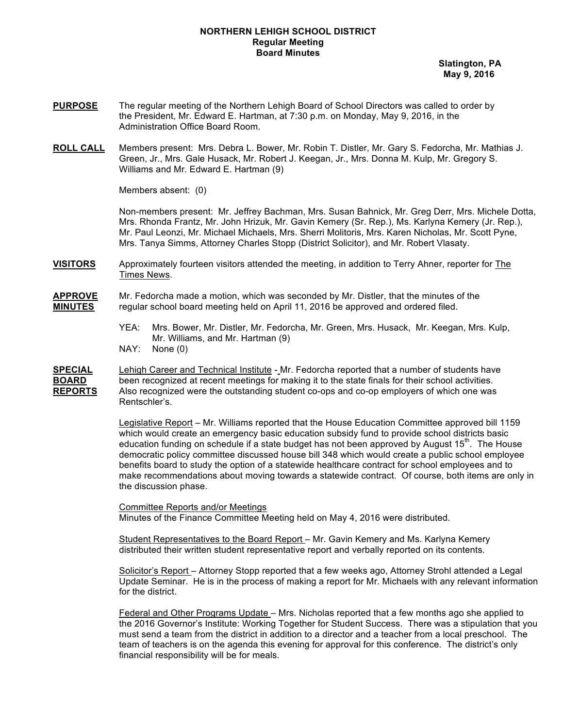**NORTHERN LEHIGH SCHOOL DISTRICT**
**Regular Meeting**
**Board Minutes**

**Slatington, PA**
**May 9, 2016**

**PURPOSE** The regular meeting of the Northern Lehigh Board of School Directors was called to order by the President, Mr. Edward E. Hartman, at 7:30 p.m. on Monday, May 9, 2016, in the Administration Office Board Room.

**ROLL CALL** Members present: Mrs. Debra L. Bower, Mr. Robin T. Distler, Mr. Gary S. Fedorcha, Mr. Mathias J. Green, Jr., Mrs. Gale Husack, Mr. Robert J. Keegan, Jr., Mrs. Donna M. Kulp, Mr. Gregory S. Williams and Mr. Edward E. Hartman (9)

Members absent: (0)

Non-members present: Mr. Jeffrey Bachman, Mrs. Susan Bahnick, Mr. Greg Derr, Mrs. Michele Dotta, Mrs. Rhonda Frantz, Mr. John Hrizuk, Mr. Gavin Kemery (Sr. Rep.), Ms. Karlyna Kemery (Jr. Rep.), Mr. Paul Leonzi, Mr. Michael Michaels, Mrs. Sherri Molitoris, Mrs. Karen Nicholas, Mr. Scott Pyne, Mrs. Tanya Simms, Attorney Charles Stopp (District Solicitor), and Mr. Robert Vlasaty.

**VISITORS** Approximately fourteen visitors attended the meeting, in addition to Terry Ahner, reporter for The Times News.

**APPROVE MINUTES** Mr. Fedorcha made a motion, which was seconded by Mr. Distler, that the minutes of the regular school board meeting held on April 11, 2016 be approved and ordered filed.

YEA: Mrs. Bower, Mr. Distler, Mr. Fedorcha, Mr. Green, Mrs. Husack, Mr. Keegan, Mrs. Kulp, Mr. Williams, and Mr. Hartman (9)
NAY: None (0)

**SPECIAL BOARD REPORTS** Lehigh Career and Technical Institute - Mr. Fedorcha reported that a number of students have been recognized at recent meetings for making it to the state finals for their school activities. Also recognized were the outstanding student co-ops and co-op employers of which one was Rentschler's.

Legislative Report – Mr. Williams reported that the House Education Committee approved bill 1159 which would create an emergency basic education subsidy fund to provide school districts basic education funding on schedule if a state budget has not been approved by August 15th. The House democratic policy committee discussed house bill 348 which would create a public school employee benefits board to study the option of a statewide healthcare contract for school employees and to make recommendations about moving towards a statewide contract. Of course, both items are only in the discussion phase.

Committee Reports and/or Meetings
Minutes of the Finance Committee Meeting held on May 4, 2016 were distributed.

Student Representatives to the Board Report – Mr. Gavin Kemery and Ms. Karlyna Kemery distributed their written student representative report and verbally reported on its contents.

Solicitor's Report – Attorney Stopp reported that a few weeks ago, Attorney Strohl attended a Legal Update Seminar. He is in the process of making a report for Mr. Michaels with any relevant information for the district.

Federal and Other Programs Update – Mrs. Nicholas reported that a few months ago she applied to the 2016 Governor's Institute: Working Together for Student Success. There was a stipulation that you must send a team from the district in addition to a director and a teacher from a local preschool. The team of teachers is on the agenda this evening for approval for this conference. The district's only financial responsibility will be for meals.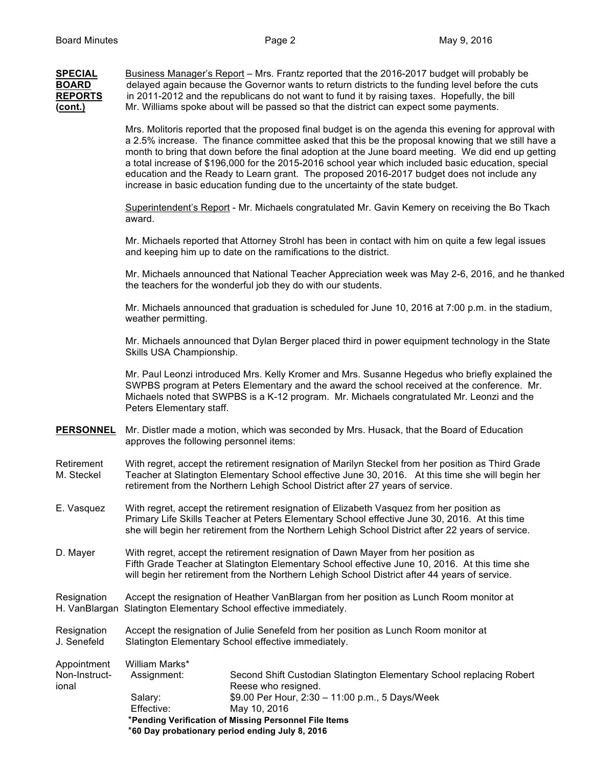**SPECIAL BOARD REPORTS (cont.)**

Business Manager's Report – Mrs. Frantz reported that the 2016-2017 budget will probably be delayed again because the Governor wants to return districts to the funding level before the cuts in 2011-2012 and the republicans do not want to fund it by raising taxes. Hopefully, the bill Mr. Williams spoke about will be passed so that the district can expect some payments.

Mrs. Molitoris reported that the proposed final budget is on the agenda this evening for approval with a 2.5% increase. The finance committee asked that this be the proposal knowing that we still have a month to bring that down before the final adoption at the June board meeting. We did end up getting a total increase of $196,000 for the 2015-2016 school year which included basic education, special education and the Ready to Learn grant. The proposed 2016-2017 budget does not include any increase in basic education funding due to the uncertainty of the state budget.

Superintendent's Report - Mr. Michaels congratulated Mr. Gavin Kemery on receiving the Bo Tkach award.

Mr. Michaels reported that Attorney Strohl has been in contact with him on quite a few legal issues and keeping him up to date on the ramifications to the district.

Mr. Michaels announced that National Teacher Appreciation week was May 2-6, 2016, and he thanked the teachers for the wonderful job they do with our students.

Mr. Michaels announced that graduation is scheduled for June 10, 2016 at 7:00 p.m. in the stadium, weather permitting.

Mr. Michaels announced that Dylan Berger placed third in power equipment technology in the State Skills USA Championship.

Mr. Paul Leonzi introduced Mrs. Kelly Kromer and Mrs. Susanne Hegedus who briefly explained the SWPBS program at Peters Elementary and the award the school received at the conference. Mr. Michaels noted that SWPBS is a K-12 program. Mr. Michaels congratulated Mr. Leonzi and the Peters Elementary staff.

**PERSONNEL**

Mr. Distler made a motion, which was seconded by Mrs. Husack, that the Board of Education approves the following personnel items:

Retirement M. Steckel — With regret, accept the retirement resignation of Marilyn Steckel from her position as Third Grade Teacher at Slatington Elementary School effective June 30, 2016. At this time she will begin her retirement from the Northern Lehigh School District after 27 years of service.

E. Vasquez — With regret, accept the retirement resignation of Elizabeth Vasquez from her position as Primary Life Skills Teacher at Peters Elementary School effective June 30, 2016. At this time she will begin her retirement from the Northern Lehigh School District after 22 years of service.

D. Mayer — With regret, accept the retirement resignation of Dawn Mayer from her position as Fifth Grade Teacher at Slatington Elementary School effective June 10, 2016. At this time she will begin her retirement from the Northern Lehigh School District after 44 years of service.

Resignation H. VanBlargan — Accept the resignation of Heather VanBlargan from her position as Lunch Room monitor at Slatington Elementary School effective immediately.

Resignation J. Senefeld — Accept the resignation of Julie Senefeld from her position as Lunch Room monitor at Slatington Elementary School effective immediately.

Appointment Non-Instructional — William Marks*

| | |
|---|---|
| Assignment: | Second Shift Custodian Slatington Elementary School replacing Robert Reese who resigned. |
| Salary: | $9.00 Per Hour, 2:30 – 11:00 p.m., 5 Days/Week |
| Effective: | May 10, 2016 |

**\*Pending Verification of Missing Personnel File Items**
**\*60 Day probationary period ending July 8, 2016**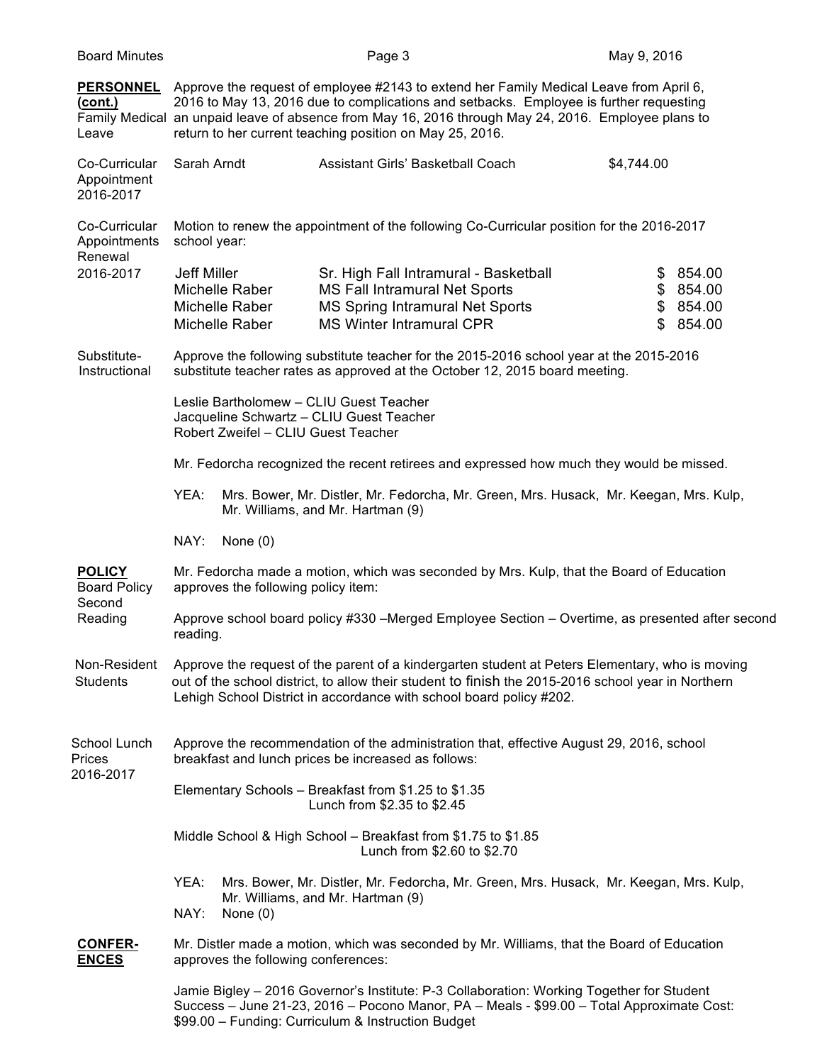**PERSONNEL (cont.)**

Family Medical Leave

Approve the request of employee #2143 to extend her Family Medical Leave from April 6, 2016 to May 13, 2016 due to complications and setbacks. Employee is further requesting an unpaid leave of absence from May 16, 2016 through May 24, 2016. Employee plans to return to her current teaching position on May 25, 2016.

Co-Curricular Appointment 2016-2017

| | | |
|---|---|---|
| Sarah Arndt | Assistant Girls' Basketball Coach | $4,744.00 |

Co-Curricular Appointments Renewal 2016-2017

Motion to renew the appointment of the following Co-Curricular position for the 2016-2017 school year:

| | | |
|---|---|---|
| Jeff Miller | Sr. High Fall Intramural - Basketball | $ 854.00 |
| Michelle Raber | MS Fall Intramural Net Sports | $ 854.00 |
| Michelle Raber | MS Spring Intramural Net Sports | $ 854.00 |
| Michelle Raber | MS Winter Intramural CPR | $ 854.00 |

Substitute-Instructional

Approve the following substitute teacher for the 2015-2016 school year at the 2015-2016 substitute teacher rates as approved at the October 12, 2015 board meeting.

Leslie Bartholomew – CLIU Guest Teacher
Jacqueline Schwartz – CLIU Guest Teacher
Robert Zweifel – CLIU Guest Teacher

Mr. Fedorcha recognized the recent retirees and expressed how much they would be missed.

YEA: Mrs. Bower, Mr. Distler, Mr. Fedorcha, Mr. Green, Mrs. Husack, Mr. Keegan, Mrs. Kulp, Mr. Williams, and Mr. Hartman (9)

NAY: None (0)

**POLICY**

Board Policy Second Reading

Mr. Fedorcha made a motion, which was seconded by Mrs. Kulp, that the Board of Education approves the following policy item:

Approve school board policy #330 –Merged Employee Section – Overtime, as presented after second reading.

Non-Resident Students

Approve the request of the parent of a kindergarten student at Peters Elementary, who is moving out of the school district, to allow their student to finish the 2015-2016 school year in Northern Lehigh School District in accordance with school board policy #202.

School Lunch Prices 2016-2017

Approve the recommendation of the administration that, effective August 29, 2016, school breakfast and lunch prices be increased as follows:

Elementary Schools – Breakfast from $1.25 to $1.35
Lunch from $2.35 to $2.45

Middle School & High School – Breakfast from $1.75 to $1.85
Lunch from $2.60 to $2.70

YEA: Mrs. Bower, Mr. Distler, Mr. Fedorcha, Mr. Green, Mrs. Husack, Mr. Keegan, Mrs. Kulp, Mr. Williams, and Mr. Hartman (9)

NAY: None (0)

**CONFERENCES**

Mr. Distler made a motion, which was seconded by Mr. Williams, that the Board of Education approves the following conferences:

Jamie Bigley – 2016 Governor's Institute: P-3 Collaboration: Working Together for Student Success – June 21-23, 2016 – Pocono Manor, PA – Meals - $99.00 – Total Approximate Cost: $99.00 – Funding: Curriculum & Instruction Budget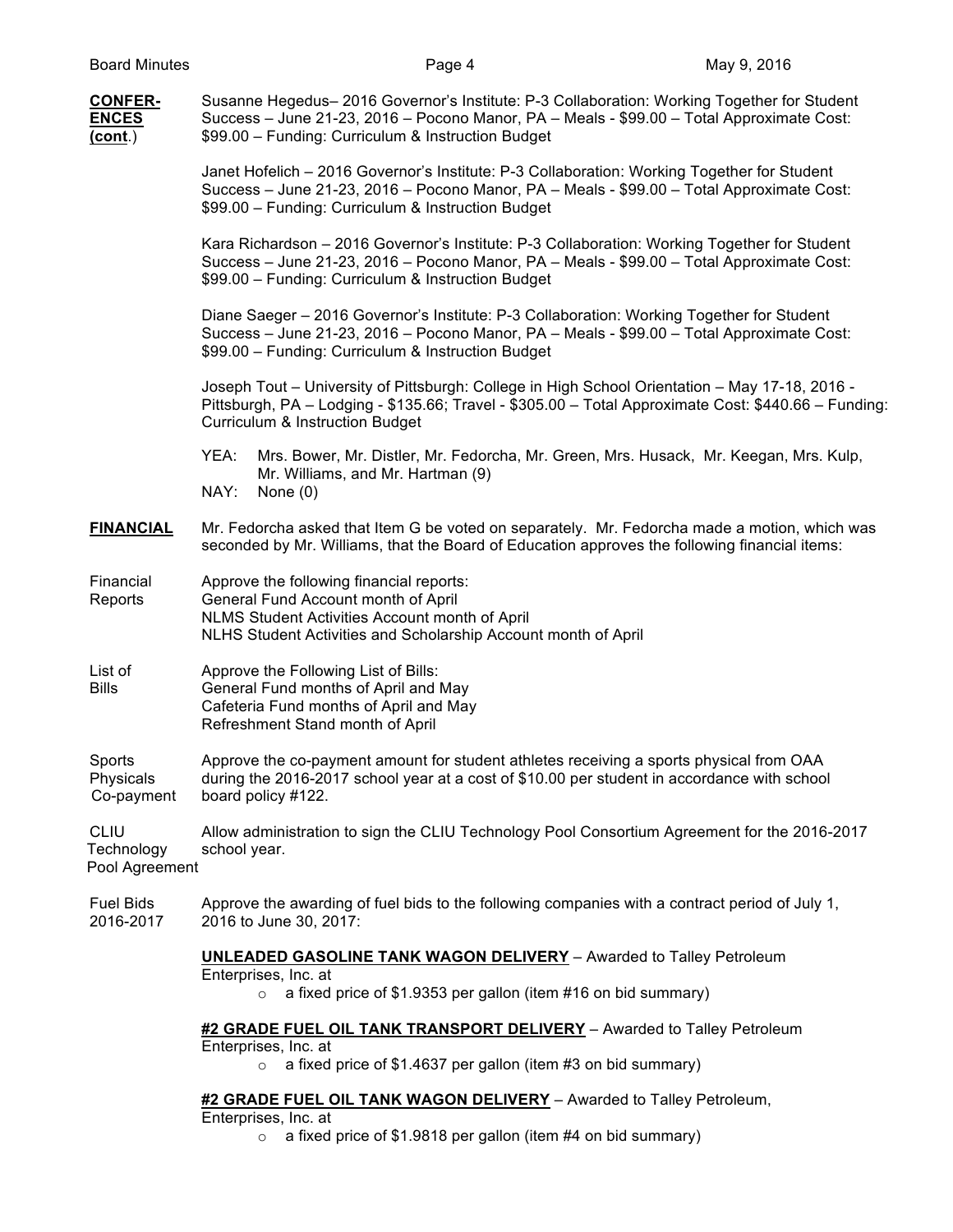**CONFER-ENCES (cont.)**

Susanne Hegedus– 2016 Governor's Institute: P-3 Collaboration: Working Together for Student Success – June 21-23, 2016 – Pocono Manor, PA – Meals - $99.00 – Total Approximate Cost: $99.00 – Funding: Curriculum & Instruction Budget

Janet Hofelich – 2016 Governor's Institute: P-3 Collaboration: Working Together for Student Success – June 21-23, 2016 – Pocono Manor, PA – Meals - $99.00 – Total Approximate Cost: $99.00 – Funding: Curriculum & Instruction Budget

Kara Richardson – 2016 Governor's Institute: P-3 Collaboration: Working Together for Student Success – June 21-23, 2016 – Pocono Manor, PA – Meals - $99.00 – Total Approximate Cost: $99.00 – Funding: Curriculum & Instruction Budget

Diane Saeger – 2016 Governor's Institute: P-3 Collaboration: Working Together for Student Success – June 21-23, 2016 – Pocono Manor, PA – Meals - $99.00 – Total Approximate Cost: $99.00 – Funding: Curriculum & Instruction Budget

Joseph Tout – University of Pittsburgh: College in High School Orientation – May 17-18, 2016 - Pittsburgh, PA – Lodging - $135.66; Travel - $305.00 – Total Approximate Cost: $440.66 – Funding: Curriculum & Instruction Budget

YEA: Mrs. Bower, Mr. Distler, Mr. Fedorcha, Mr. Green, Mrs. Husack, Mr. Keegan, Mrs. Kulp, Mr. Williams, and Mr. Hartman (9)
NAY: None (0)

**FINANCIAL**

Mr. Fedorcha asked that Item G be voted on separately. Mr. Fedorcha made a motion, which was seconded by Mr. Williams, that the Board of Education approves the following financial items:

Financial Reports

Approve the following financial reports:
General Fund Account month of April
NLMS Student Activities Account month of April
NLHS Student Activities and Scholarship Account month of April

List of Bills

Approve the Following List of Bills:
General Fund months of April and May
Cafeteria Fund months of April and May
Refreshment Stand month of April

Sports Physicals Co-payment

Approve the co-payment amount for student athletes receiving a sports physical from OAA during the 2016-2017 school year at a cost of $10.00 per student in accordance with school board policy #122.

CLIU Technology Pool Agreement

Allow administration to sign the CLIU Technology Pool Consortium Agreement for the 2016-2017 school year.

Fuel Bids 2016-2017

Approve the awarding of fuel bids to the following companies with a contract period of July 1, 2016 to June 30, 2017:

**UNLEADED GASOLINE TANK WAGON DELIVERY** – Awarded to Talley Petroleum Enterprises, Inc. at

- a fixed price of $1.9353 per gallon (item #16 on bid summary)

**#2 GRADE FUEL OIL TANK TRANSPORT DELIVERY** – Awarded to Talley Petroleum Enterprises, Inc. at

- a fixed price of $1.4637 per gallon (item #3 on bid summary)

**#2 GRADE FUEL OIL TANK WAGON DELIVERY** – Awarded to Talley Petroleum, Enterprises, Inc. at

- a fixed price of $1.9818 per gallon (item #4 on bid summary)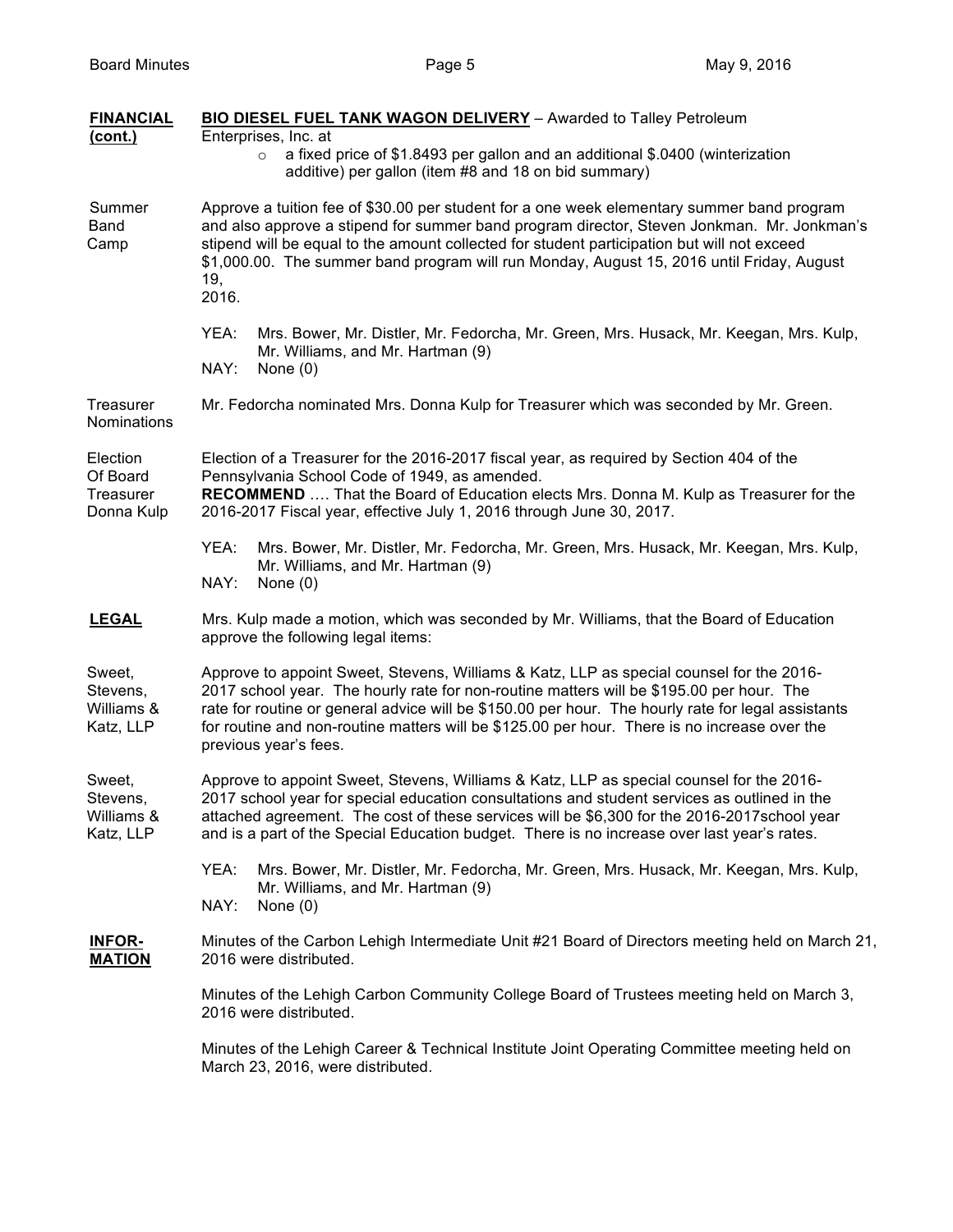**FINANCIAL (cont.)**

**BIO DIESEL FUEL TANK WAGON DELIVERY** – Awarded to Talley Petroleum Enterprises, Inc. at

- a fixed price of $1.8493 per gallon and an additional $.0400 (winterization additive) per gallon (item #8 and 18 on bid summary)

Summer Band Camp

Approve a tuition fee of $30.00 per student for a one week elementary summer band program and also approve a stipend for summer band program director, Steven Jonkman. Mr. Jonkman's stipend will be equal to the amount collected for student participation but will not exceed $1,000.00. The summer band program will run Monday, August 15, 2016 until Friday, August 19, 2016.

YEA: Mrs. Bower, Mr. Distler, Mr. Fedorcha, Mr. Green, Mrs. Husack, Mr. Keegan, Mrs. Kulp, Mr. Williams, and Mr. Hartman (9)
NAY: None (0)

Treasurer Nominations

Mr. Fedorcha nominated Mrs. Donna Kulp for Treasurer which was seconded by Mr. Green.

Election Of Board Treasurer Donna Kulp

Election of a Treasurer for the 2016-2017 fiscal year, as required by Section 404 of the Pennsylvania School Code of 1949, as amended.
**RECOMMEND** …. That the Board of Education elects Mrs. Donna M. Kulp as Treasurer for the 2016-2017 Fiscal year, effective July 1, 2016 through June 30, 2017.

YEA: Mrs. Bower, Mr. Distler, Mr. Fedorcha, Mr. Green, Mrs. Husack, Mr. Keegan, Mrs. Kulp, Mr. Williams, and Mr. Hartman (9)
NAY: None (0)

**LEGAL**

Mrs. Kulp made a motion, which was seconded by Mr. Williams, that the Board of Education approve the following legal items:

Sweet, Stevens, Williams & Katz, LLP

Approve to appoint Sweet, Stevens, Williams & Katz, LLP as special counsel for the 2016-2017 school year. The hourly rate for non-routine matters will be $195.00 per hour. The rate for routine or general advice will be $150.00 per hour. The hourly rate for legal assistants for routine and non-routine matters will be $125.00 per hour. There is no increase over the previous year's fees.

Sweet, Stevens, Williams & Katz, LLP

Approve to appoint Sweet, Stevens, Williams & Katz, LLP as special counsel for the 2016-2017 school year for special education consultations and student services as outlined in the attached agreement. The cost of these services will be $6,300 for the 2016-2017school year and is a part of the Special Education budget. There is no increase over last year's rates.

YEA: Mrs. Bower, Mr. Distler, Mr. Fedorcha, Mr. Green, Mrs. Husack, Mr. Keegan, Mrs. Kulp, Mr. Williams, and Mr. Hartman (9)
NAY: None (0)

**INFORMATION**

Minutes of the Carbon Lehigh Intermediate Unit #21 Board of Directors meeting held on March 21, 2016 were distributed.

Minutes of the Lehigh Carbon Community College Board of Trustees meeting held on March 3, 2016 were distributed.

Minutes of the Lehigh Career & Technical Institute Joint Operating Committee meeting held on March 23, 2016, were distributed.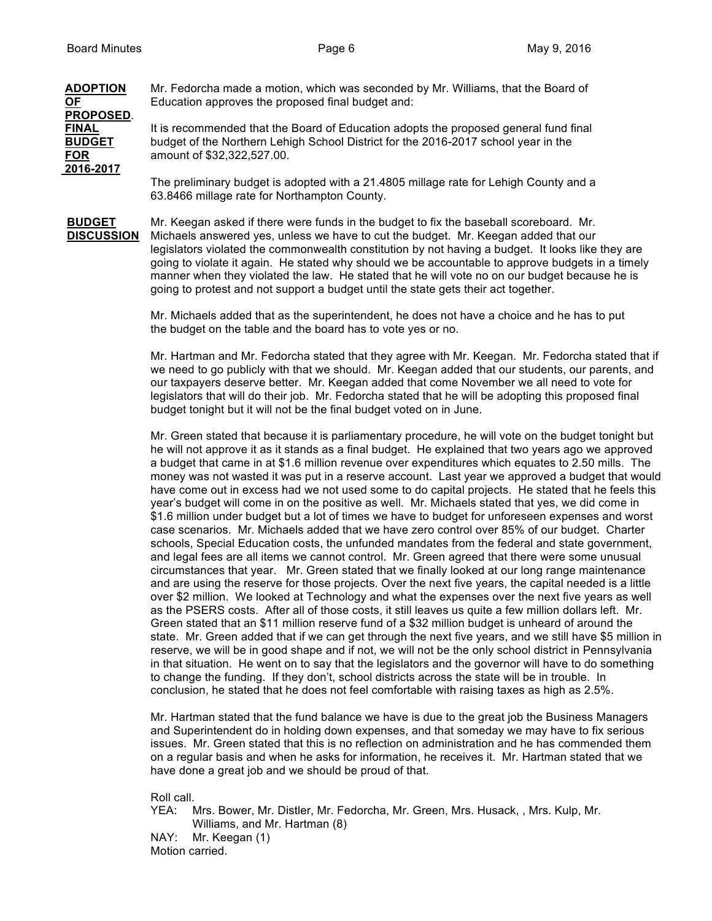**ADOPTION OF PROPOSED. FINAL BUDGET FOR 2016-2017**

Mr. Fedorcha made a motion, which was seconded by Mr. Williams, that the Board of Education approves the proposed final budget and:

It is recommended that the Board of Education adopts the proposed general fund final budget of the Northern Lehigh School District for the 2016-2017 school year in the amount of $32,322,527.00.

The preliminary budget is adopted with a 21.4805 millage rate for Lehigh County and a 63.8466 millage rate for Northampton County.

**BUDGET DISCUSSION**

Mr. Keegan asked if there were funds in the budget to fix the baseball scoreboard. Mr. Michaels answered yes, unless we have to cut the budget. Mr. Keegan added that our legislators violated the commonwealth constitution by not having a budget. It looks like they are going to violate it again. He stated why should we be accountable to approve budgets in a timely manner when they violated the law. He stated that he will vote no on our budget because he is going to protest and not support a budget until the state gets their act together.

Mr. Michaels added that as the superintendent, he does not have a choice and he has to put the budget on the table and the board has to vote yes or no.

Mr. Hartman and Mr. Fedorcha stated that they agree with Mr. Keegan. Mr. Fedorcha stated that if we need to go publicly with that we should. Mr. Keegan added that our students, our parents, and our taxpayers deserve better. Mr. Keegan added that come November we all need to vote for legislators that will do their job. Mr. Fedorcha stated that he will be adopting this proposed final budget tonight but it will not be the final budget voted on in June.

Mr. Green stated that because it is parliamentary procedure, he will vote on the budget tonight but he will not approve it as it stands as a final budget. He explained that two years ago we approved a budget that came in at $1.6 million revenue over expenditures which equates to 2.50 mills. The money was not wasted it was put in a reserve account. Last year we approved a budget that would have come out in excess had we not used some to do capital projects. He stated that he feels this year's budget will come in on the positive as well. Mr. Michaels stated that yes, we did come in $1.6 million under budget but a lot of times we have to budget for unforeseen expenses and worst case scenarios. Mr. Michaels added that we have zero control over 85% of our budget. Charter schools, Special Education costs, the unfunded mandates from the federal and state government, and legal fees are all items we cannot control. Mr. Green agreed that there were some unusual circumstances that year. Mr. Green stated that we finally looked at our long range maintenance and are using the reserve for those projects. Over the next five years, the capital needed is a little over $2 million. We looked at Technology and what the expenses over the next five years as well as the PSERS costs. After all of those costs, it still leaves us quite a few million dollars left. Mr. Green stated that an $11 million reserve fund of a $32 million budget is unheard of around the state. Mr. Green added that if we can get through the next five years, and we still have $5 million in reserve, we will be in good shape and if not, we will not be the only school district in Pennsylvania in that situation. He went on to say that the legislators and the governor will have to do something to change the funding. If they don't, school districts across the state will be in trouble. In conclusion, he stated that he does not feel comfortable with raising taxes as high as 2.5%.

Mr. Hartman stated that the fund balance we have is due to the great job the Business Managers and Superintendent do in holding down expenses, and that someday we may have to fix serious issues. Mr. Green stated that this is no reflection on administration and he has commended them on a regular basis and when he asks for information, he receives it. Mr. Hartman stated that we have done a great job and we should be proud of that.

Roll call.

YEA: Mrs. Bower, Mr. Distler, Mr. Fedorcha, Mr. Green, Mrs. Husack, , Mrs. Kulp, Mr. Williams, and Mr. Hartman (8)

NAY: Mr. Keegan (1)

Motion carried.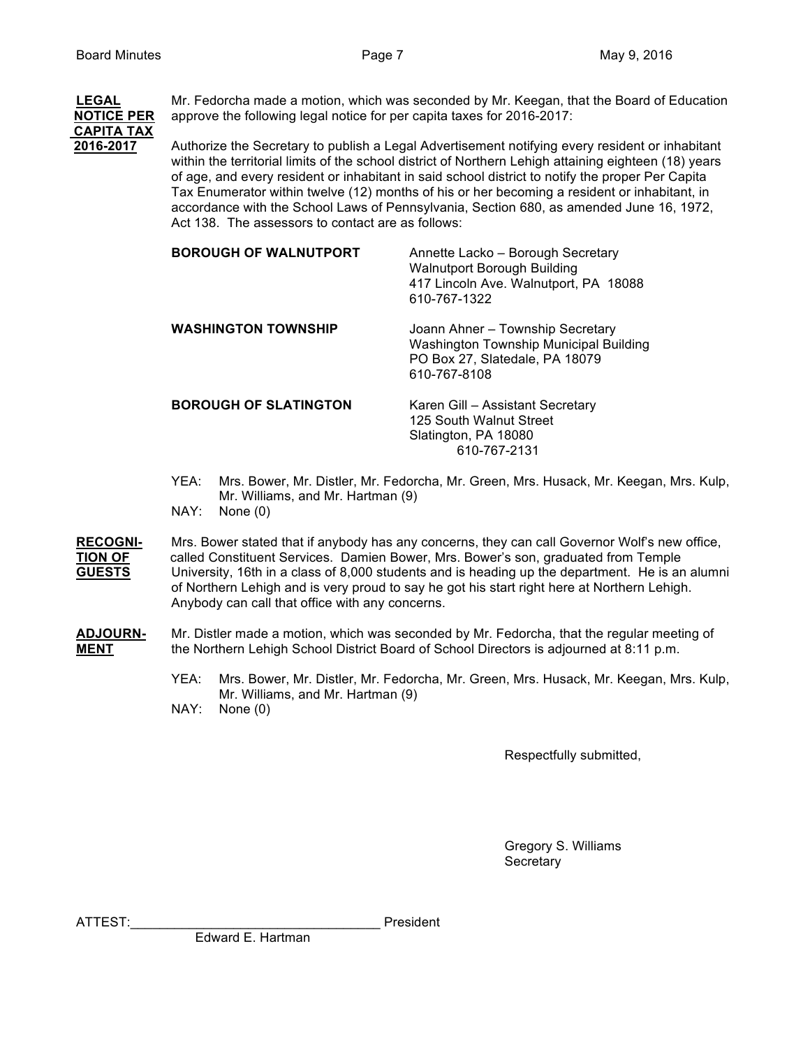**LEGAL NOTICE PER CAPITA TAX 2016-2017**

Mr. Fedorcha made a motion, which was seconded by Mr. Keegan, that the Board of Education approve the following legal notice for per capita taxes for 2016-2017:

Authorize the Secretary to publish a Legal Advertisement notifying every resident or inhabitant within the territorial limits of the school district of Northern Lehigh attaining eighteen (18) years of age, and every resident or inhabitant in said school district to notify the proper Per Capita Tax Enumerator within twelve (12) months of his or her becoming a resident or inhabitant, in accordance with the School Laws of Pennsylvania, Section 680, as amended June 16, 1972, Act 138. The assessors to contact are as follows:

| | |
|---|---|
| **BOROUGH OF WALNUTPORT** | Annette Lacko – Borough Secretary<br>Walnutport Borough Building<br>417 Lincoln Ave. Walnutport, PA 18088<br>610-767-1322 |
| **WASHINGTON TOWNSHIP** | Joann Ahner – Township Secretary<br>Washington Township Municipal Building<br>PO Box 27, Slatedale, PA 18079<br>610-767-8108 |
| **BOROUGH OF SLATINGTON** | Karen Gill – Assistant Secretary<br>125 South Walnut Street<br>Slatington, PA 18080<br>610-767-2131 |

YEA: Mrs. Bower, Mr. Distler, Mr. Fedorcha, Mr. Green, Mrs. Husack, Mr. Keegan, Mrs. Kulp, Mr. Williams, and Mr. Hartman (9)
NAY: None (0)

**RECOGNITION OF GUESTS**

Mrs. Bower stated that if anybody has any concerns, they can call Governor Wolf's new office, called Constituent Services. Damien Bower, Mrs. Bower's son, graduated from Temple University, 16th in a class of 8,000 students and is heading up the department. He is an alumni of Northern Lehigh and is very proud to say he got his start right here at Northern Lehigh. Anybody can call that office with any concerns.

**ADJOURNMENT**

Mr. Distler made a motion, which was seconded by Mr. Fedorcha, that the regular meeting of the Northern Lehigh School District Board of School Directors is adjourned at 8:11 p.m.

YEA: Mrs. Bower, Mr. Distler, Mr. Fedorcha, Mr. Green, Mrs. Husack, Mr. Keegan, Mrs. Kulp, Mr. Williams, and Mr. Hartman (9)
NAY: None (0)

Respectfully submitted,

Gregory S. Williams
Secretary

ATTEST:________________________________ President
Edward E. Hartman